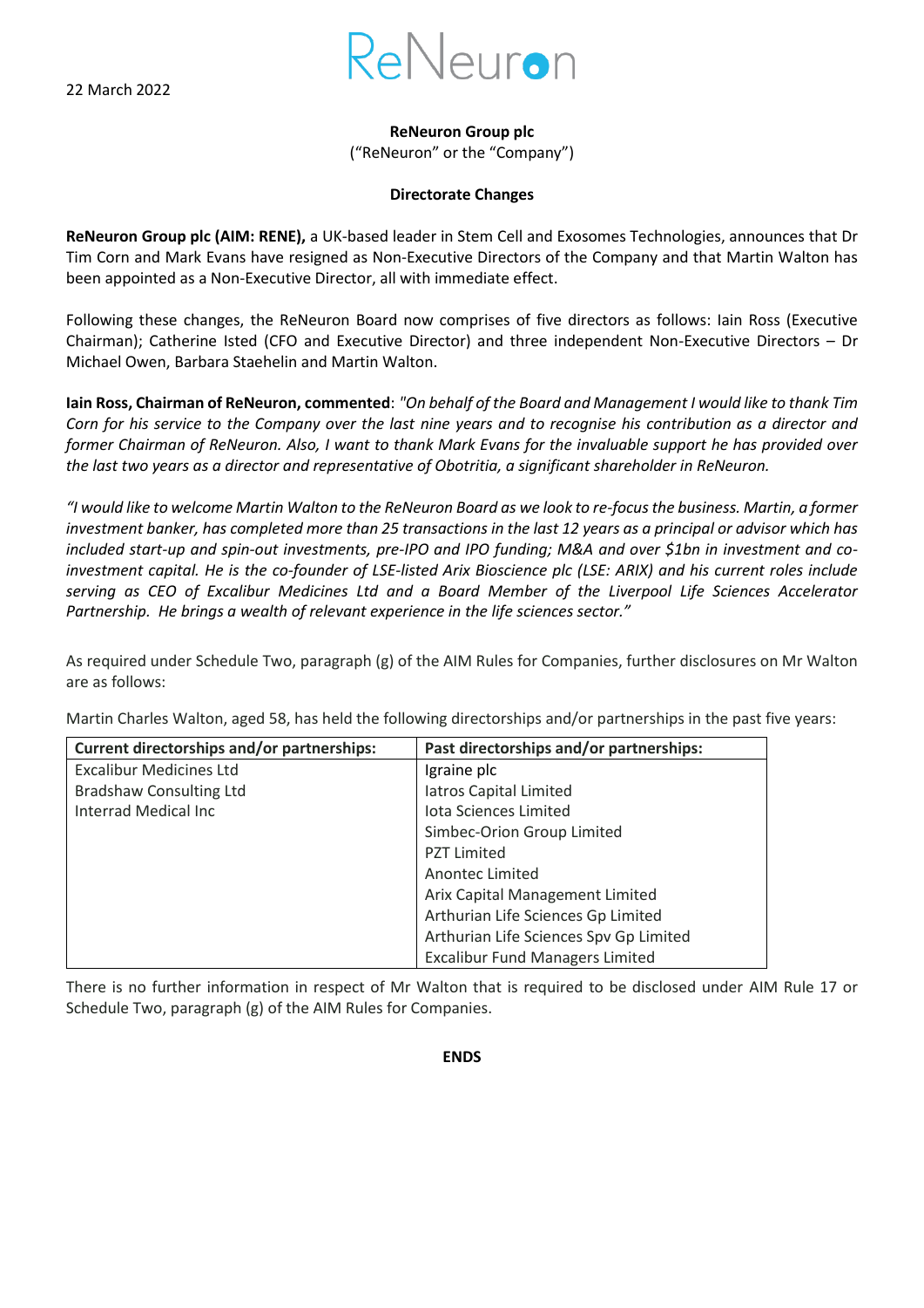22 March 2022

ReNeuron

**ReNeuron Group plc**
("ReNeuron" or the "Company")

**Directorate Changes**

**ReNeuron Group plc (AIM: RENE),** a UK-based leader in Stem Cell and Exosomes Technologies, announces that Dr Tim Corn and Mark Evans have resigned as Non-Executive Directors of the Company and that Martin Walton has been appointed as a Non-Executive Director, all with immediate effect.

Following these changes, the ReNeuron Board now comprises of five directors as follows: Iain Ross (Executive Chairman); Catherine Isted (CFO and Executive Director) and three independent Non-Executive Directors – Dr Michael Owen, Barbara Staehelin and Martin Walton.

**Iain Ross, Chairman of ReNeuron, commented**: *"On behalf of the Board and Management I would like to thank Tim Corn for his service to the Company over the last nine years and to recognise his contribution as a director and former Chairman of ReNeuron. Also, I want to thank Mark Evans for the invaluable support he has provided over the last two years as a director and representative of Obotritia, a significant shareholder in ReNeuron.*

*"I would like to welcome Martin Walton to the ReNeuron Board as we look to re-focus the business. Martin, a former investment banker, has completed more than 25 transactions in the last 12 years as a principal or advisor which has included start-up and spin-out investments, pre-IPO and IPO funding; M&A and over $1bn in investment and co-investment capital. He is the co-founder of LSE-listed Arix Bioscience plc (LSE: ARIX) and his current roles include serving as CEO of Excalibur Medicines Ltd and a Board Member of the Liverpool Life Sciences Accelerator Partnership. He brings a wealth of relevant experience in the life sciences sector."*

As required under Schedule Two, paragraph (g) of the AIM Rules for Companies, further disclosures on Mr Walton are as follows:

Martin Charles Walton, aged 58, has held the following directorships and/or partnerships in the past five years:

| Current directorships and/or partnerships: | Past directorships and/or partnerships: |
|---|---|
| Excalibur Medicines Ltd | Igraine plc |
| Bradshaw Consulting Ltd | Iatros Capital Limited |
| Interrad Medical Inc | Iota Sciences Limited |
| | Simbec-Orion Group Limited |
| | PZT Limited |
| | Anontec Limited |
| | Arix Capital Management Limited |
| | Arthurian Life Sciences Gp Limited |
| | Arthurian Life Sciences Spv Gp Limited |
| | Excalibur Fund Managers Limited |

There is no further information in respect of Mr Walton that is required to be disclosed under AIM Rule 17 or Schedule Two, paragraph (g) of the AIM Rules for Companies.

**ENDS**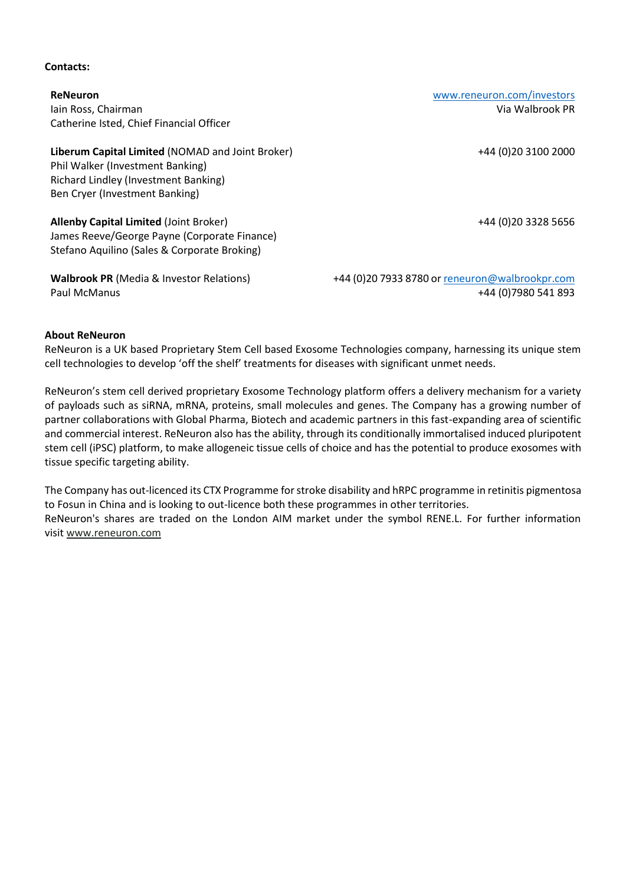**Contacts:**

| | |
|---|---|
| **ReNeuron**<br>Iain Ross, Chairman<br>Catherine Isted, Chief Financial Officer | www.reneuron.com/investors<br>Via Walbrook PR |
| **Liberum Capital Limited** (NOMAD and Joint Broker)<br>Phil Walker (Investment Banking)<br>Richard Lindley (Investment Banking)<br>Ben Cryer (Investment Banking) | +44 (0)20 3100 2000 |
| **Allenby Capital Limited** (Joint Broker)<br>James Reeve/George Payne (Corporate Finance)<br>Stefano Aquilino (Sales & Corporate Broking) | +44 (0)20 3328 5656 |
| **Walbrook PR** (Media & Investor Relations)<br>Paul McManus | +44 (0)20 7933 8780 or reneuron@walbrookpr.com<br>+44 (0)7980 541 893 |

**About ReNeuron**

ReNeuron is a UK based Proprietary Stem Cell based Exosome Technologies company, harnessing its unique stem cell technologies to develop 'off the shelf' treatments for diseases with significant unmet needs.

ReNeuron's stem cell derived proprietary Exosome Technology platform offers a delivery mechanism for a variety of payloads such as siRNA, mRNA, proteins, small molecules and genes. The Company has a growing number of partner collaborations with Global Pharma, Biotech and academic partners in this fast-expanding area of scientific and commercial interest. ReNeuron also has the ability, through its conditionally immortalised induced pluripotent stem cell (iPSC) platform, to make allogeneic tissue cells of choice and has the potential to produce exosomes with tissue specific targeting ability.

The Company has out-licenced its CTX Programme for stroke disability and hRPC programme in retinitis pigmentosa to Fosun in China and is looking to out-licence both these programmes in other territories.
ReNeuron's shares are traded on the London AIM market under the symbol RENE.L. For further information visit www.reneuron.com